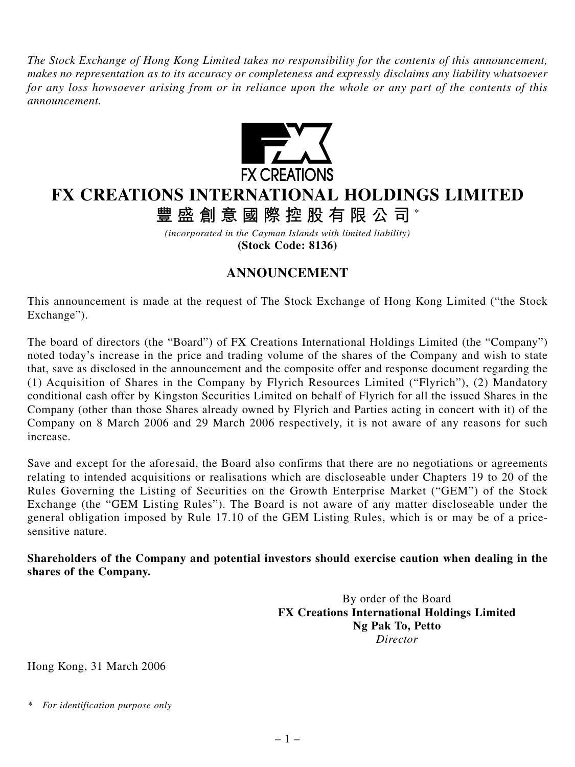*The Stock Exchange of Hong Kong Limited takes no responsibility for the contents of this announcement, makes no representation as to its accuracy or completeness and expressly disclaims any liability whatsoever for any loss howsoever arising from or in reliance upon the whole or any part of the contents of this announcement.*

FX CREATIONS

# FX CREATIONS INTERNATIONAL HOLDINGS LIMITED

# 豐盛創意國際控股有限公司*

*(incorporated in the Cayman Islands with limited liability)*

**(Stock Code: 8136)**

## ANNOUNCEMENT

This announcement is made at the request of The Stock Exchange of Hong Kong Limited ("the Stock Exchange").

The board of directors (the "Board") of FX Creations International Holdings Limited (the "Company") noted today's increase in the price and trading volume of the shares of the Company and wish to state that, save as disclosed in the announcement and the composite offer and response document regarding the (1) Acquisition of Shares in the Company by Flyrich Resources Limited ("Flyrich"), (2) Mandatory conditional cash offer by Kingston Securities Limited on behalf of Flyrich for all the issued Shares in the Company (other than those Shares already owned by Flyrich and Parties acting in concert with it) of the Company on 8 March 2006 and 29 March 2006 respectively, it is not aware of any reasons for such increase.

Save and except for the aforesaid, the Board also confirms that there are no negotiations or agreements relating to intended acquisitions or realisations which are discloseable under Chapters 19 to 20 of the Rules Governing the Listing of Securities on the Growth Enterprise Market ("GEM") of the Stock Exchange (the "GEM Listing Rules"). The Board is not aware of any matter discloseable under the general obligation imposed by Rule 17.10 of the GEM Listing Rules, which is or may be of a price-sensitive nature.

**Shareholders of the Company and potential investors should exercise caution when dealing in the shares of the Company.**

By order of the Board
**FX Creations International Holdings Limited**
**Ng Pak To, Petto**
*Director*

Hong Kong, 31 March 2006

\* *For identification purpose only*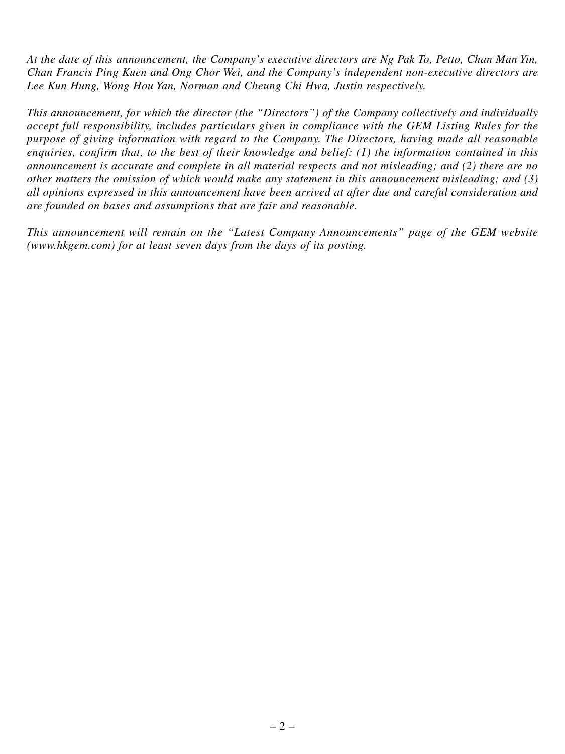*At the date of this announcement, the Company's executive directors are Ng Pak To, Petto, Chan Man Yin, Chan Francis Ping Kuen and Ong Chor Wei, and the Company's independent non-executive directors are Lee Kun Hung, Wong Hou Yan, Norman and Cheung Chi Hwa, Justin respectively.*

*This announcement, for which the director (the "Directors") of the Company collectively and individually accept full responsibility, includes particulars given in compliance with the GEM Listing Rules for the purpose of giving information with regard to the Company. The Directors, having made all reasonable enquiries, confirm that, to the best of their knowledge and belief: (1) the information contained in this announcement is accurate and complete in all material respects and not misleading; and (2) there are no other matters the omission of which would make any statement in this announcement misleading; and (3) all opinions expressed in this announcement have been arrived at after due and careful consideration and are founded on bases and assumptions that are fair and reasonable.*

*This announcement will remain on the "Latest Company Announcements" page of the GEM website (www.hkgem.com) for at least seven days from the days of its posting.*